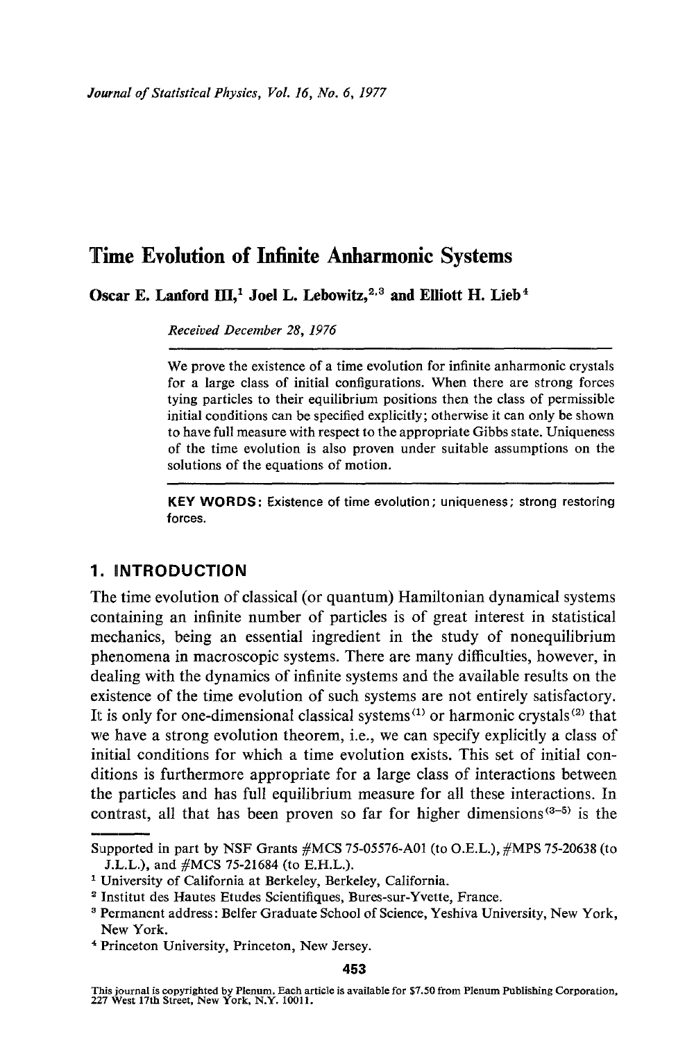# Time Evolution of Infinite Anharmonic Systems

**Oscar E. Lanford III,[1] Joel L. Lebowitz,[2,3] and Elliott H. Lieb[4]**

*Received December 28, 1976*

---

We prove the existence of a time evolution for infinite anharmonic crystals for a large class of initial configurations. When there are strong forces tying particles to their equilibrium positions then the class of permissible initial conditions can be specified explicitly; otherwise it can only be shown to have full measure with respect to the appropriate Gibbs state. Uniqueness of the time evolution is also proven under suitable assumptions on the solutions of the equations of motion.

---

**KEY WORDS:** Existence of time evolution; uniqueness; strong restoring forces.

## 1. INTRODUCTION

The time evolution of classical (or quantum) Hamiltonian dynamical systems containing an infinite number of particles is of great interest in statistical mechanics, being an essential ingredient in the study of nonequilibrium phenomena in macroscopic systems. There are many difficulties, however, in dealing with the dynamics of infinite systems and the available results on the existence of the time evolution of such systems are not entirely satisfactory. It is only for one-dimensional classical systems[1] or harmonic crystals[2] that we have a strong evolution theorem, i.e., we can specify explicitly a class of initial conditions for which a time evolution exists. This set of initial conditions is furthermore appropriate for a large class of interactions between the particles and has full equilibrium measure for all these interactions. In contrast, all that has been proven so far for higher dimensions[3-5] is the

---

Supported in part by NSF Grants #MCS 75-05576-A01 (to O.E.L.), #MPS 75-20638 (to J.L.L.), and #MCS 75-21684 (to E.H.L.).

[1] University of California at Berkeley, Berkeley, California.

[2] Institut des Hautes Etudes Scientifiques, Bures-sur-Yvette, France.

[3] Permanent address: Belfer Graduate School of Science, Yeshiva University, New York, New York.

[4] Princeton University, Princeton, New Jersey.

This journal is copyrighted by Plenum. Each article is available for $7.50 from Plenum Publishing Corporation, 227 West 17th Street, New York, N.Y. 10011.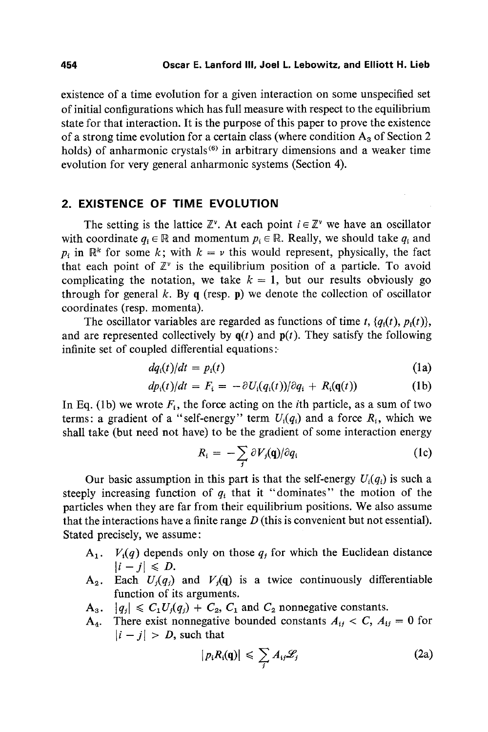existence of a time evolution for a given interaction on some unspecified set of initial configurations which has full measure with respect to the equilibrium state for that interaction. It is the purpose of this paper to prove the existence of a strong time evolution for a certain class (where condition $A_3$ of Section 2 holds) of anharmonic crystals[6] in arbitrary dimensions and a weaker time evolution for very general anharmonic systems (Section 4).

## 2. EXISTENCE OF TIME EVOLUTION

The setting is the lattice $\mathbb{Z}^\nu$. At each point $i \in \mathbb{Z}^\nu$ we have an oscillator with coordinate $q_i \in \mathbb{R}$ and momentum $p_i \in \mathbb{R}$. Really, we should take $q_i$ and $p_i$ in $\mathbb{R}^k$ for some $k$; with $k = \nu$ this would represent, physically, the fact that each point of $\mathbb{Z}^\nu$ is the equilibrium position of a particle. To avoid complicating the notation, we take $k = 1$, but our results obviously go through for general $k$. By $\mathbf{q}$ (resp. $\mathbf{p}$) we denote the collection of oscillator coordinates (resp. momenta).

The oscillator variables are regarded as functions of time $t$, $\{q_i(t), p_i(t)\}$, and are represented collectively by $\mathbf{q}(t)$ and $\mathbf{p}(t)$. They satisfy the following infinite set of coupled differential equations:

$$dq_i(t)/dt = p_i(t) \tag{1a}$$

$$dp_i(t)/dt = F_i = -\partial U_i(q_i(t))/\partial q_i + R_i(\mathbf{q}(t)) \tag{1b}$$

In Eq. (1b) we wrote $F_i$, the force acting on the $i$th particle, as a sum of two terms: a gradient of a "self-energy" term $U_i(q_i)$ and a force $R_i$, which we shall take (but need not have) to be the gradient of some interaction energy

$$R_i = -\sum_j \partial V_j(\mathbf{q})/\partial q_i \tag{1c}$$

Our basic assumption in this part is that the self-energy $U_i(q_i)$ is such a steeply increasing function of $q_i$ that it "dominates" the motion of the particles when they are far from their equilibrium positions. We also assume that the interactions have a finite range $D$ (this is convenient but not essential). Stated precisely, we assume:

- $A_1$. $V_i(q)$ depends only on those $q_j$ for which the Euclidean distance $|i - j| \leqslant D$.
- $A_2$. Each $U_j(q_j)$ and $V_j(\mathbf{q})$ is a twice continuously differentiable function of its arguments.
- $A_3$. $|q_j| \leqslant C_1 U_j(q_j) + C_2$, $C_1$ and $C_2$ nonnegative constants.
- $A_4$. There exist nonnegative bounded constants $A_{ij} < C$, $A_{ij} = 0$ for $|i - j| > D$, such that

$$|p_i R_i(\mathbf{q})| \leqslant \sum_j A_{ij} \mathscr{L}_j \tag{2a}$$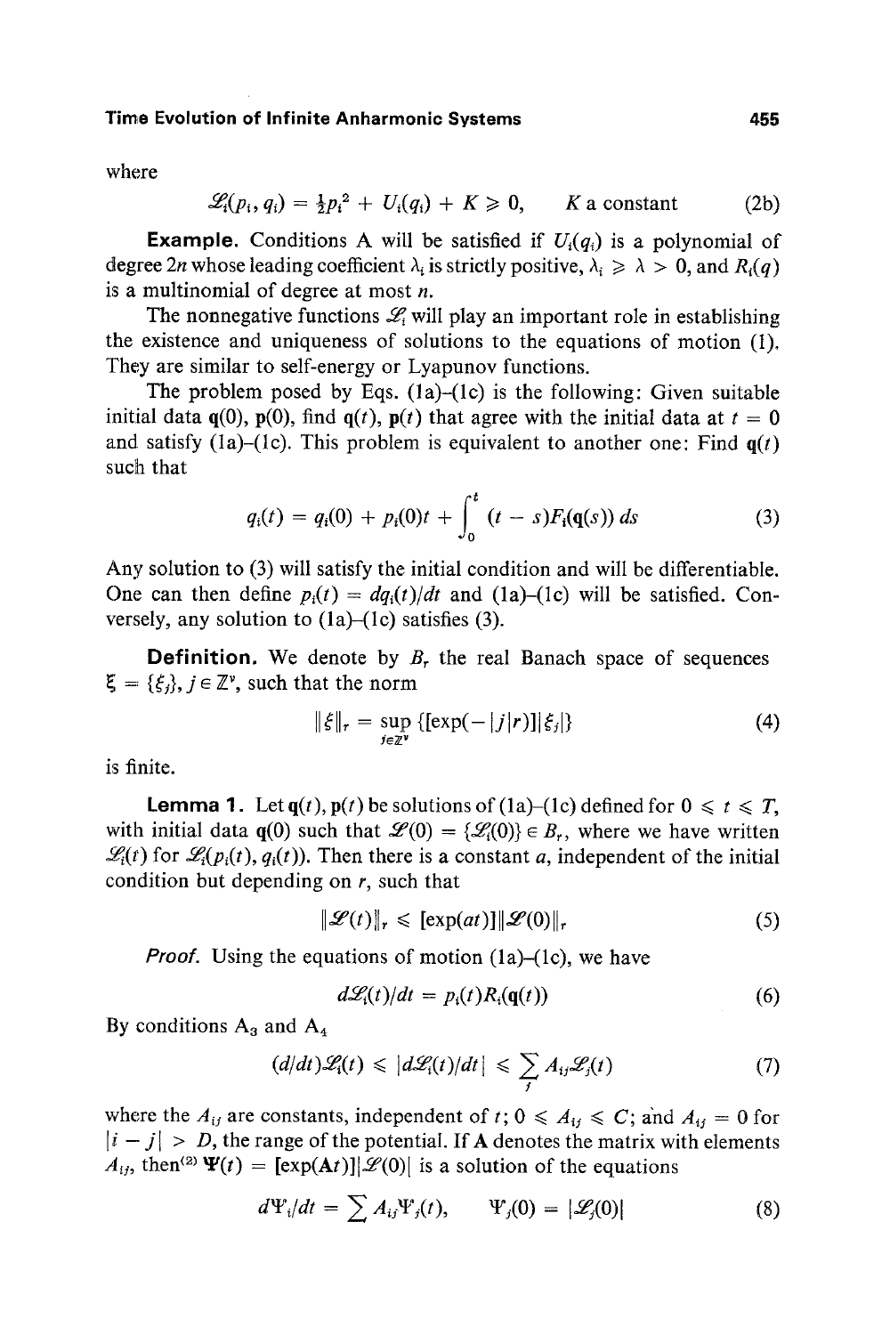where

$$\mathscr{L}_i(p_i, q_i) = \tfrac{1}{2}p_i^2 + U_i(q_i) + K \geqslant 0, \qquad K \text{ a constant} \tag{2b}$$

**Example.** Conditions A will be satisfied if $U_i(q_i)$ is a polynomial of degree $2n$ whose leading coefficient $\lambda_i$ is strictly positive, $\lambda_i \geqslant \lambda > 0$, and $R_i(q)$ is a multinomial of degree at most $n$.

The nonnegative functions $\mathscr{L}_i$ will play an important role in establishing the existence and uniqueness of solutions to the equations of motion (1). They are similar to self-energy or Lyapunov functions.

The problem posed by Eqs. (1a)–(1c) is the following: Given suitable initial data $\mathbf{q}(0)$, $\mathbf{p}(0)$, find $\mathbf{q}(t)$, $\mathbf{p}(t)$ that agree with the initial data at $t = 0$ and satisfy (1a)–(1c). This problem is equivalent to another one: Find $\mathbf{q}(t)$ such that

$$q_i(t) = q_i(0) + p_i(0)t + \int_0^t (t - s)F_i(\mathbf{q}(s))\, ds \tag{3}$$

Any solution to (3) will satisfy the initial condition and will be differentiable. One can then define $p_i(t) = dq_i(t)/dt$ and (1a)–(1c) will be satisfied. Conversely, any solution to (1a)–(1c) satisfies (3).

**Definition.** We denote by $B_r$ the real Banach space of sequences $\xi = \{\xi_j\}$, $j \in \mathbb{Z}^\nu$, such that the norm

$$\|\xi\|_r = \sup_{j \in \mathbb{Z}^\nu} \{[\exp(-|j|r)]|\xi_j|\} \tag{4}$$

is finite.

**Lemma 1.** Let $\mathbf{q}(t)$, $\mathbf{p}(t)$ be solutions of (1a)–(1c) defined for $0 \leqslant t \leqslant T$, with initial data $\mathbf{q}(0)$ such that $\mathscr{L}(0) = \{\mathscr{L}_i(0)\} \in B_r$, where we have written $\mathscr{L}_i(t)$ for $\mathscr{L}_i(p_i(t), q_i(t))$. Then there is a constant $a$, independent of the initial condition but depending on $r$, such that

$$\|\mathscr{L}(t)\|_r \leqslant [\exp(at)]\|\mathscr{L}(0)\|_r \tag{5}$$

*Proof.* Using the equations of motion (1a)–(1c), we have

$$d\mathscr{L}_i(t)/dt = p_i(t)R_i(\mathbf{q}(t)) \tag{6}$$

By conditions $A_3$ and $A_4$

$$(d/dt)\mathscr{L}_i(t) \leqslant |d\mathscr{L}_i(t)/dt| \leqslant \sum_j A_{ij}\mathscr{L}_j(t) \tag{7}$$

where the $A_{ij}$ are constants, independent of $t$; $0 \leqslant A_{ij} \leqslant C$; and $A_{ij} = 0$ for $|i - j| > D$, the range of the potential. If $\mathbf{A}$ denotes the matrix with elements $A_{ij}$, then[2] $\Psi(t) = [\exp(\mathbf{A}t)]|\mathscr{L}(0)|$ is a solution of the equations

$$d\Psi_i/dt = \sum A_{ij}\Psi_j(t), \qquad \Psi_j(0) = |\mathscr{L}_j(0)| \tag{8}$$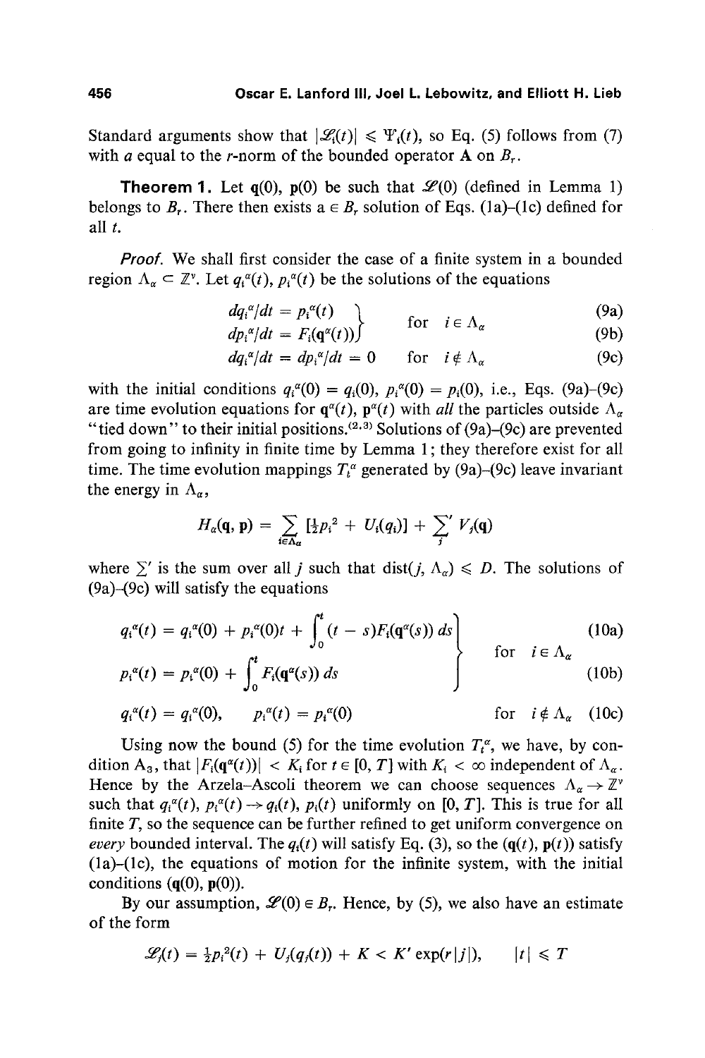Standard arguments show that $|\mathscr{L}_i(t)| \leqslant \Psi_i(t)$, so Eq. (5) follows from (7) with $a$ equal to the $r$-norm of the bounded operator $\mathbf{A}$ on $B_r$.

**Theorem 1.** Let $\mathbf{q}(0)$, $\mathbf{p}(0)$ be such that $\mathscr{L}(0)$ (defined in Lemma 1) belongs to $B_r$. There then exists a $\in B_r$ solution of Eqs. (1a)–(1c) defined for all $t$.

*Proof.* We shall first consider the case of a finite system in a bounded region $\Lambda_\alpha \subset \mathbb{Z}^\nu$. Let $q_i^\alpha(t)$, $p_i^\alpha(t)$ be the solutions of the equations

$$
\left.\begin{aligned}
dq_i^\alpha/dt &= p_i^\alpha(t) \\
dp_i^\alpha/dt &= F_i(\mathbf{q}^\alpha(t))
\end{aligned}\right\} \quad \text{for} \quad i \in \Lambda_\alpha \tag{9a, 9b}
$$

$$
dq_i^\alpha/dt = dp_i^\alpha/dt = 0 \qquad \text{for} \quad i \notin \Lambda_\alpha \tag{9c}
$$

with the initial conditions $q_i^\alpha(0) = q_i(0)$, $p_i^\alpha(0) = p_i(0)$, i.e., Eqs. (9a)–(9c) are time evolution equations for $\mathbf{q}^\alpha(t)$, $\mathbf{p}^\alpha(t)$ with *all* the particles outside $\Lambda_\alpha$ "tied down" to their initial positions.[2,3] Solutions of (9a)–(9c) are prevented from going to infinity in finite time by Lemma 1; they therefore exist for all time. The time evolution mappings $T_t^\alpha$ generated by (9a)–(9c) leave invariant the energy in $\Lambda_\alpha$,

$$
H_\alpha(\mathbf{q}, \mathbf{p}) = \sum_{i \in \Lambda_\alpha} [\tfrac{1}{2}p_i^2 + U_i(q_i)] + \sum_j{}' V_j(\mathbf{q})
$$

where $\sum'$ is the sum over all $j$ such that $\operatorname{dist}(j, \Lambda_\alpha) \leqslant D$. The solutions of (9a)–(9c) will satisfy the equations

$$
\left.\begin{aligned}
q_i^\alpha(t) &= q_i^\alpha(0) + p_i^\alpha(0)t + \int_0^t (t - s) F_i(\mathbf{q}^\alpha(s))\, ds \\
p_i^\alpha(t) &= p_i^\alpha(0) + \int_0^t F_i(\mathbf{q}^\alpha(s))\, ds
\end{aligned}\right\} \quad \text{for} \quad i \in \Lambda_\alpha \tag{10a, 10b}
$$

$$
q_i^\alpha(t) = q_i^\alpha(0), \qquad p_i^\alpha(t) = p_i^\alpha(0) \qquad \text{for} \quad i \notin \Lambda_\alpha \tag{10c}
$$

Using now the bound (5) for the time evolution $T_t^\alpha$, we have, by condition $A_3$, that $|F_i(\mathbf{q}^\alpha(t))| < K_i$ for $t \in [0, T]$ with $K_i < \infty$ independent of $\Lambda_\alpha$. Hence by the Arzela–Ascoli theorem we can choose sequences $\Lambda_\alpha \to \mathbb{Z}^\nu$ such that $q_i^\alpha(t)$, $p_i^\alpha(t) \to q_i(t)$, $p_i(t)$ uniformly on $[0, T]$. This is true for all finite $T$, so the sequence can be further refined to get uniform convergence on *every* bounded interval. The $q_i(t)$ will satisfy Eq. (3), so the $(\mathbf{q}(t), \mathbf{p}(t))$ satisfy (1a)–(1c), the equations of motion for the infinite system, with the initial conditions $(\mathbf{q}(0), \mathbf{p}(0))$.

By our assumption, $\mathscr{L}(0) \in B_r$. Hence, by (5), we also have an estimate of the form

$$
\mathscr{L}_j(t) = \tfrac{1}{2}p_j^2(t) + U_j(q_j(t)) + K < K' \exp(r|j|), \qquad |t| \leqslant T
$$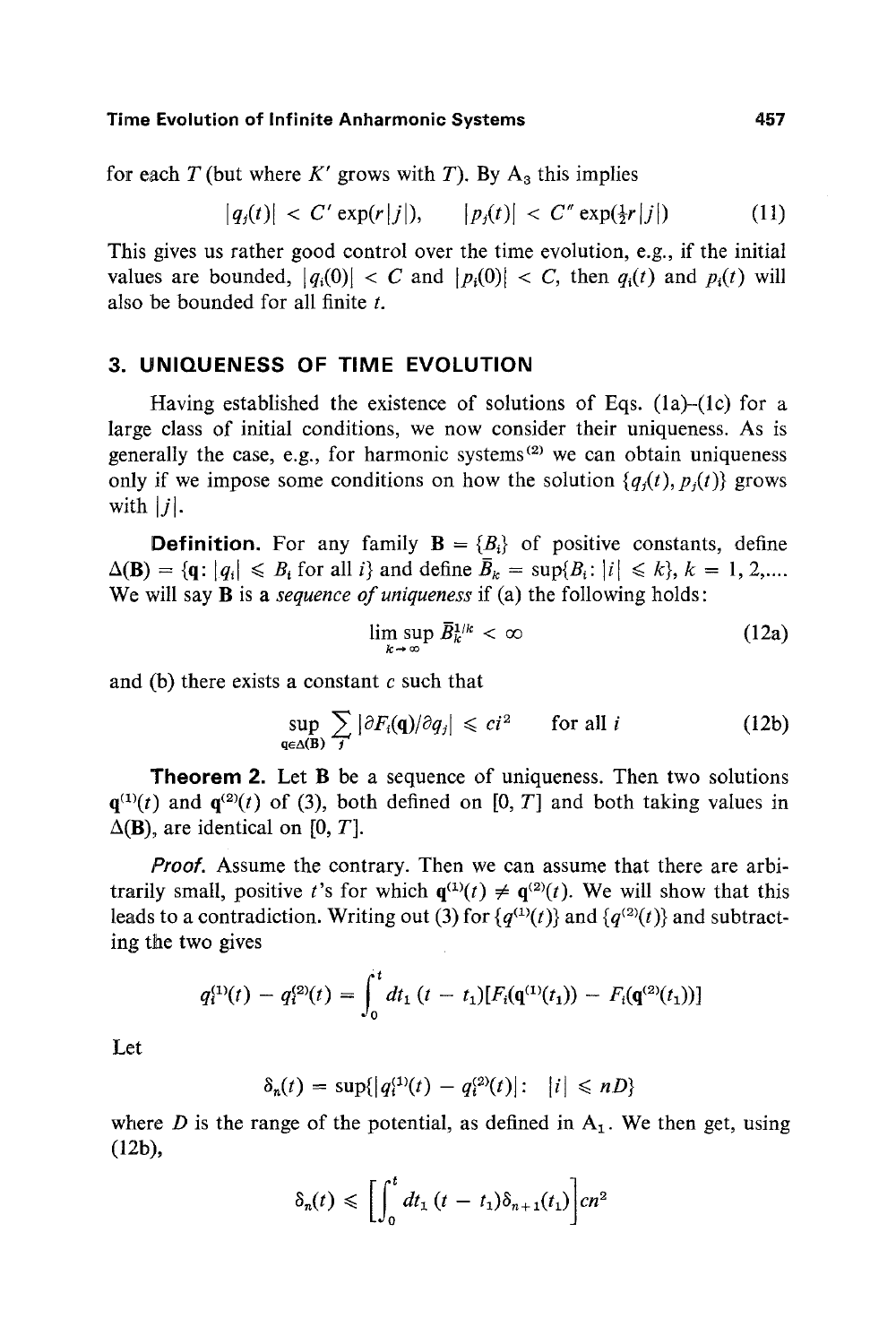for each $T$ (but where $K'$ grows with $T$). By $A_3$ this implies

$$|q_j(t)| < C' \exp(r|j|), \qquad |p_j(t)| < C'' \exp(\tfrac{1}{2}r|j|) \tag{11}$$

This gives us rather good control over the time evolution, e.g., if the initial values are bounded, $|q_i(0)| < C$ and $|p_i(0)| < C$, then $q_i(t)$ and $p_i(t)$ will also be bounded for all finite $t$.

## 3. UNIQUENESS OF TIME EVOLUTION

Having established the existence of solutions of Eqs. (1a)–(1c) for a large class of initial conditions, we now consider their uniqueness. As is generally the case, e.g., for harmonic systems[2] we can obtain uniqueness only if we impose some conditions on how the solution $\{q_j(t), p_j(t)\}$ grows with $|j|$.

**Definition.** For any family $\mathbf{B} = \{B_i\}$ of positive constants, define $\Delta(\mathbf{B}) = \{\mathbf{q}: |q_i| \leqslant B_i \text{ for all } i\}$ and define $\bar{B}_k = \sup\{B_i: |i| \leqslant k\}$, $k = 1, 2, \ldots$. We will say $\mathbf{B}$ is a *sequence of uniqueness* if (a) the following holds:

$$\limsup_{k\to\infty} \bar{B}_k^{1/k} < \infty \tag{12a}$$

and (b) there exists a constant $c$ such that

$$\sup_{\mathbf{q}\in\Delta(\mathbf{B})} \sum_j |\partial F_i(\mathbf{q})/\partial q_j| \leqslant ci^2 \qquad \text{for all } i \tag{12b}$$

**Theorem 2.** Let $\mathbf{B}$ be a sequence of uniqueness. Then two solutions $\mathbf{q}^{(1)}(t)$ and $\mathbf{q}^{(2)}(t)$ of (3), both defined on $[0, T]$ and both taking values in $\Delta(\mathbf{B})$, are identical on $[0, T]$.

*Proof.* Assume the contrary. Then we can assume that there are arbitrarily small, positive $t$'s for which $\mathbf{q}^{(1)}(t) \neq \mathbf{q}^{(2)}(t)$. We will show that this leads to a contradiction. Writing out (3) for $\{q^{(1)}(t)\}$ and $\{q^{(2)}(t)\}$ and subtracting the two gives

$$q_i^{(1)}(t) - q_i^{(2)}(t) = \int_0^t dt_1\, (t - t_1)[F_i(\mathbf{q}^{(1)}(t_1)) - F_i(\mathbf{q}^{(2)}(t_1))]$$

Let

$$\delta_n(t) = \sup\{|q_i^{(1)}(t) - q_i^{(2)}(t)|: \ |i| \leqslant nD\}$$

where $D$ is the range of the potential, as defined in $A_1$. We then get, using (12b),

$$\delta_n(t) \leqslant \left[\int_0^t dt_1\, (t - t_1)\delta_{n+1}(t_1)\right] cn^2$$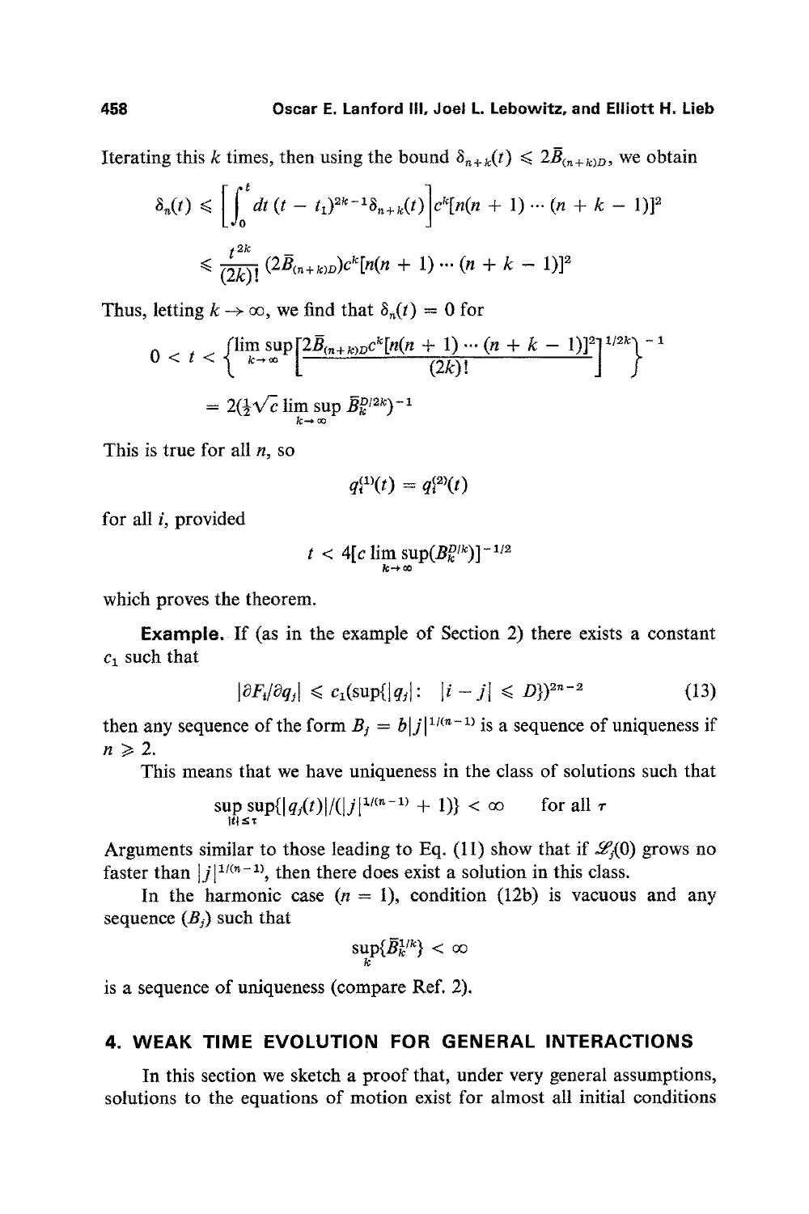Iterating this $k$ times, then using the bound $\delta_{n+k}(t) \leqslant 2\bar{B}_{(n+k)D}$, we obtain

$$\delta_n(t) \leqslant \left[\int_0^t dt\,(t - t_1)^{2k-1}\delta_{n+k}(t)\right] c^k[n(n+1)\cdots(n+k-1)]^2$$

$$\leqslant \frac{t^{2k}}{(2k)!}(2\bar{B}_{(n+k)D})c^k[n(n+1)\cdots(n+k-1)]^2$$

Thus, letting $k \to \infty$, we find that $\delta_n(t) = 0$ for

$$0 < t < \left\{\limsup_{k\to\infty}\left[\frac{2\bar{B}_{(n+k)D}c^k[n(n+1)\cdots(n+k-1)]^2}{(2k)!}\right]^{1/2k}\right\}^{-1}$$

$$= 2(\tfrac{1}{2}\sqrt{c}\limsup_{k\to\infty}\bar{B}_k^{D/2k})^{-1}$$

This is true for all $n$, so

$$q_i^{(1)}(t) = q_i^{(2)}(t)$$

for all $i$, provided

$$t < 4[c\limsup_{k\to\infty}(\bar{B}_k^{D/k})]^{-1/2}$$

which proves the theorem.

**Example.** If (as in the example of Section 2) there exists a constant $c_1$ such that

$$|\partial F_i/\partial q_j| \leqslant c_1(\sup\{|q_j|:\ |i-j| \leqslant D\})^{2n-2} \tag{13}$$

then any sequence of the form $B_j = b|j|^{1/(n-1)}$ is a sequence of uniqueness if $n \geqslant 2$.

This means that we have uniqueness in the class of solutions such that

$$\sup_{|t|\leq\tau}\sup\{|q_j(t)|/(|j|^{1/(n-1)} + 1)\} < \infty \qquad \text{for all } \tau$$

Arguments similar to those leading to Eq. (11) show that if $\mathscr{L}_j(0)$ grows no faster than $|j|^{1/(n-1)}$, then there does exist a solution in this class.

In the harmonic case ($n = 1$), condition (12b) is vacuous and any sequence $(B_j)$ such that

$$\sup_k\{\bar{B}_k^{1/k}\} < \infty$$

is a sequence of uniqueness (compare Ref. 2).

## 4. WEAK TIME EVOLUTION FOR GENERAL INTERACTIONS

In this section we sketch a proof that, under very general assumptions, solutions to the equations of motion exist for almost all initial conditions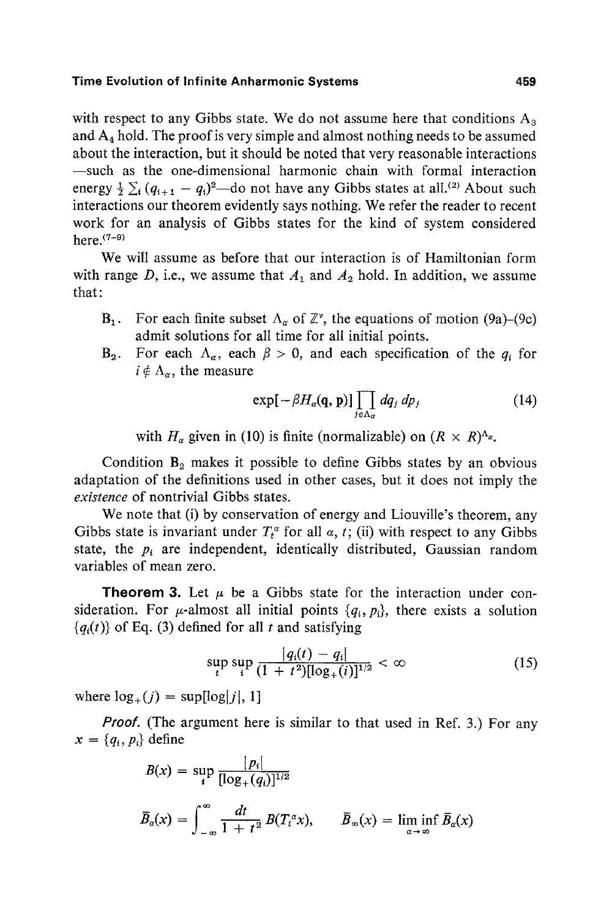with respect to any Gibbs state. We do not assume here that conditions $A_3$ and $A_4$ hold. The proof is very simple and almost nothing needs to be assumed about the interaction, but it should be noted that very reasonable interactions —such as the one-dimensional harmonic chain with formal interaction energy $\frac{1}{2}\sum_i (q_{i+1} - q_i)^2$—do not have any Gibbs states at all.[2] About such interactions our theorem evidently says nothing. We refer the reader to recent work for an analysis of Gibbs states for the kind of system considered here.[7-9]

We will assume as before that our interaction is of Hamiltonian form with range $D$, i.e., we assume that $A_1$ and $A_2$ hold. In addition, we assume that:

- $B_1$. For each finite subset $\Lambda_\alpha$ of $\mathbb{Z}^\nu$, the equations of motion (9a)–(9c) admit solutions for all time for all initial points.
- $B_2$. For each $\Lambda_\alpha$, each $\beta > 0$, and each specification of the $q_i$ for $i \notin \Lambda_\alpha$, the measure

$$\exp[-\beta H_\alpha(\mathbf{q}, \mathbf{p})] \prod_{j \in \Lambda_\alpha} dq_j\, dp_j \tag{14}$$

with $H_\alpha$ given in (10) is finite (normalizable) on $(R \times R)^{\Lambda_\alpha}$.

Condition $B_2$ makes it possible to define Gibbs states by an obvious adaptation of the definitions used in other cases, but it does not imply the *existence* of nontrivial Gibbs states.

We note that (i) by conservation of energy and Liouville's theorem, any Gibbs state is invariant under $T_t^\alpha$ for all $\alpha$, $t$; (ii) with respect to any Gibbs state, the $p_i$ are independent, identically distributed, Gaussian random variables of mean zero.

**Theorem 3.** Let $\mu$ be a Gibbs state for the interaction under consideration. For $\mu$-almost all initial points $\{q_i, p_i\}$, there exists a solution $\{q_i(t)\}$ of Eq. (3) defined for all $t$ and satisfying

$$\sup_t \sup_i \frac{|q_i(t) - q_i|}{(1 + t^2)[\log_+(i)]^{1/2}} < \infty \tag{15}$$

where $\log_+(j) = \sup[\log|j|, 1]$

*Proof.* (The argument here is similar to that used in Ref. 3.) For any $x = \{q_i, p_i\}$ define

$$B(x) = \sup_i \frac{|p_i|}{[\log_+(q_i)]^{1/2}}$$

$$\bar{B}_\alpha(x) = \int_{-\infty}^{\infty} \frac{dt}{1 + t^2} B(T_t^\alpha x), \qquad \bar{B}_\infty(x) = \liminf_{\alpha \to \infty} \bar{B}_\alpha(x)$$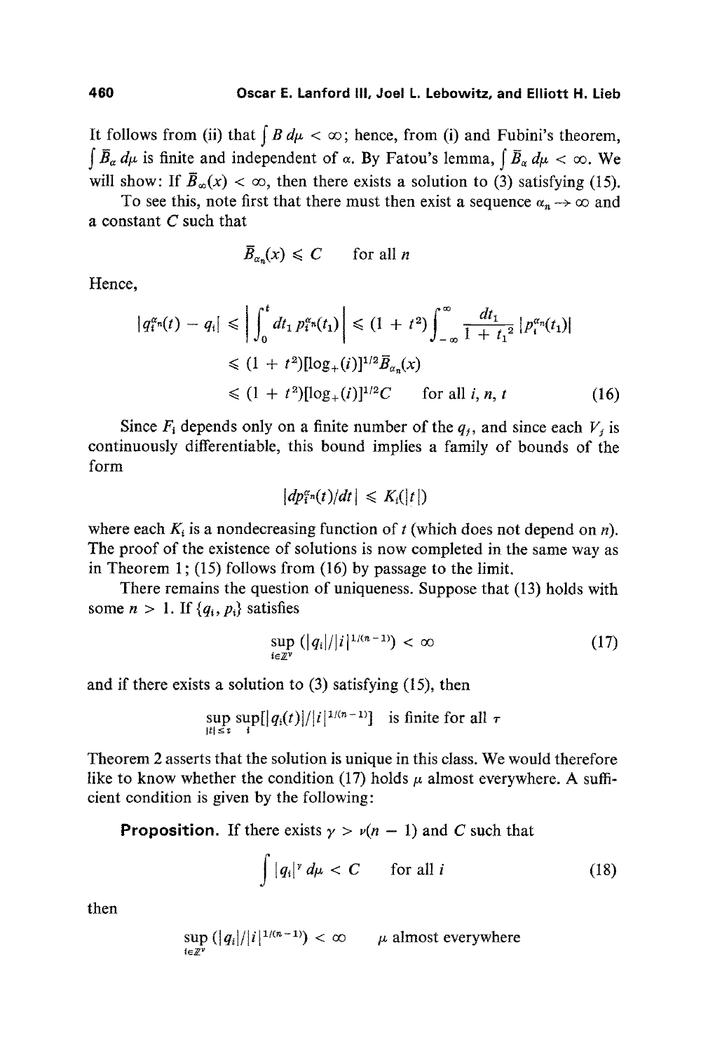It follows from (ii) that $\int B \, d\mu < \infty$; hence, from (i) and Fubini's theorem, $\int \bar{B}_\alpha \, d\mu$ is finite and independent of $\alpha$. By Fatou's lemma, $\int \bar{B}_\alpha \, d\mu < \infty$. We will show: If $\bar{B}_\infty(x) < \infty$, then there exists a solution to (3) satisfying (15).

To see this, note first that there must then exist a sequence $\alpha_n \to \infty$ and a constant $C$ such that

$$\bar{B}_{\alpha_n}(x) \leqslant C \qquad \text{for all } n$$

Hence,

$$
\begin{aligned}
|q_i^{\alpha_n}(t) - q_i| &\leqslant \left| \int_0^t dt_1 \, p_i^{\alpha_n}(t_1) \right| \leqslant (1 + t^2) \int_{-\infty}^{\infty} \frac{dt_1}{1 + t_1^2} |p_i^{\alpha_n}(t_1)| \\
&\leqslant (1 + t^2)[\log_+(i)]^{1/2} \bar{B}_{\alpha_n}(x) \\
&\leqslant (1 + t^2)[\log_+(i)]^{1/2} C \qquad \text{for all } i, n, t \qquad (16)
\end{aligned}
$$

Since $F_i$ depends only on a finite number of the $q_j$, and since each $V_j$ is continuously differentiable, this bound implies a family of bounds of the form

$$|dp_i^{\alpha_n}(t)/dt| \leqslant K_i(|t|)$$

where each $K_i$ is a nondecreasing function of $t$ (which does not depend on $n$). The proof of the existence of solutions is now completed in the same way as in Theorem 1; (15) follows from (16) by passage to the limit.

There remains the question of uniqueness. Suppose that (13) holds with some $n > 1$. If $\{q_i, p_i\}$ satisfies

$$\sup_{i \in \mathbb{Z}^\nu} (|q_i| / |i|^{1/(n-1)}) < \infty \qquad (17)$$

and if there exists a solution to (3) satisfying (15), then

$$\sup_{|t| \leq \tau} \sup_i [|q_i(t)| / |i|^{1/(n-1)}] \quad \text{is finite for all } \tau$$

Theorem 2 asserts that the solution is unique in this class. We would therefore like to know whether the condition (17) holds $\mu$ almost everywhere. A sufficient condition is given by the following:

**Proposition.** If there exists $\gamma > \nu(n - 1)$ and $C$ such that

$$\int |q_i|^\gamma \, d\mu < C \qquad \text{for all } i \qquad (18)$$

then

$$\sup_{i \in \mathbb{Z}^\nu} (|q_i| / |i|^{1/(n-1)}) < \infty \qquad \mu \text{ almost everywhere}$$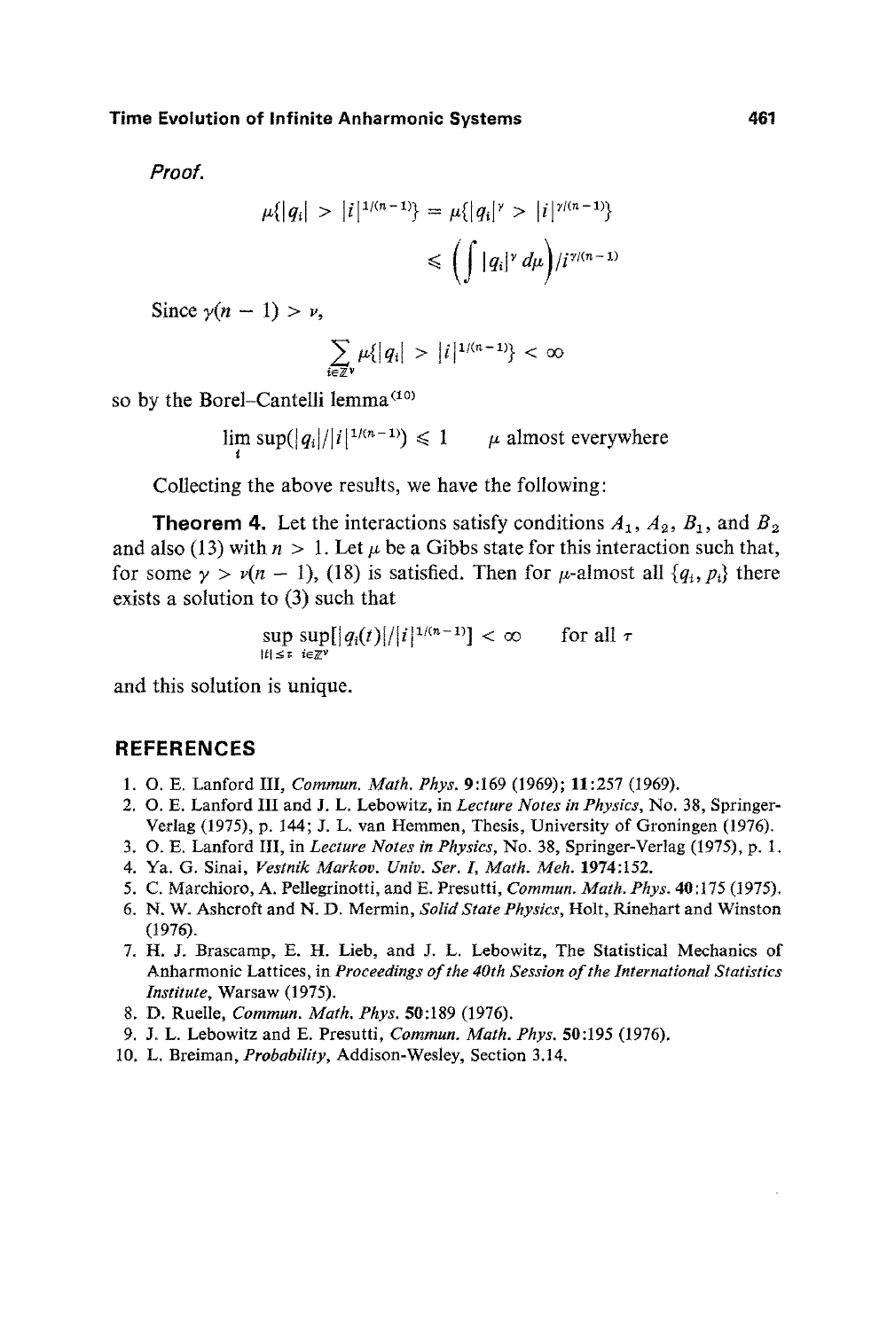*Proof.*

$$\mu\{|q_i| > |i|^{1/(n-1)}\} = \mu\{|q_i|^\gamma > |i|^{\gamma/(n-1)}\}$$

$$\leqslant \left(\int |q_i|^\gamma \, d\mu\right) / i^{\gamma/(n-1)}$$

Since $\gamma(n-1) > \nu$,

$$\sum_{i \in \mathbb{Z}^\nu} \mu\{|q_i| > |i|^{1/(n-1)}\} < \infty$$

so by the Borel–Cantelli lemma[10]

$$\limsup_i (|q_i|/|i|^{1/(n-1)}) \leqslant 1 \qquad \mu \text{ almost everywhere}$$

Collecting the above results, we have the following:

**Theorem 4.** Let the interactions satisfy conditions $A_1$, $A_2$, $B_1$, and $B_2$ and also (13) with $n > 1$. Let $\mu$ be a Gibbs state for this interaction such that, for some $\gamma > \nu(n-1)$, (18) is satisfied. Then for $\mu$-almost all $\{q_i, p_i\}$ there exists a solution to (3) such that

$$\sup_{|t| \leq \tau} \sup_{i \in \mathbb{Z}^\nu} [|q_i(t)|/|i|^{1/(n-1)}] < \infty \qquad \text{for all } \tau$$

and this solution is unique.

## REFERENCES

1. O. E. Lanford III, *Commun. Math. Phys.* **9**:169 (1969); **11**:257 (1969).
2. O. E. Lanford III and J. L. Lebowitz, in *Lecture Notes in Physics*, No. 38, Springer-Verlag (1975), p. 144; J. L. van Hemmen, Thesis, University of Groningen (1976).
3. O. E. Lanford III, in *Lecture Notes in Physics*, No. 38, Springer-Verlag (1975), p. 1.
4. Ya. G. Sinai, *Vestnik Markov. Univ. Ser. I, Math. Meh.* **1974**:152.
5. C. Marchioro, A. Pellegrinotti, and E. Presutti, *Commun. Math. Phys.* **40**:175 (1975).
6. N. W. Ashcroft and N. D. Mermin, *Solid State Physics*, Holt, Rinehart and Winston (1976).
7. H. J. Brascamp, E. H. Lieb, and J. L. Lebowitz, The Statistical Mechanics of Anharmonic Lattices, in *Proceedings of the 40th Session of the International Statistics Institute*, Warsaw (1975).
8. D. Ruelle, *Commun. Math. Phys.* **50**:189 (1976).
9. J. L. Lebowitz and E. Presutti, *Commun. Math. Phys.* **50**:195 (1976).
10. L. Breiman, *Probability*, Addison-Wesley, Section 3.14.